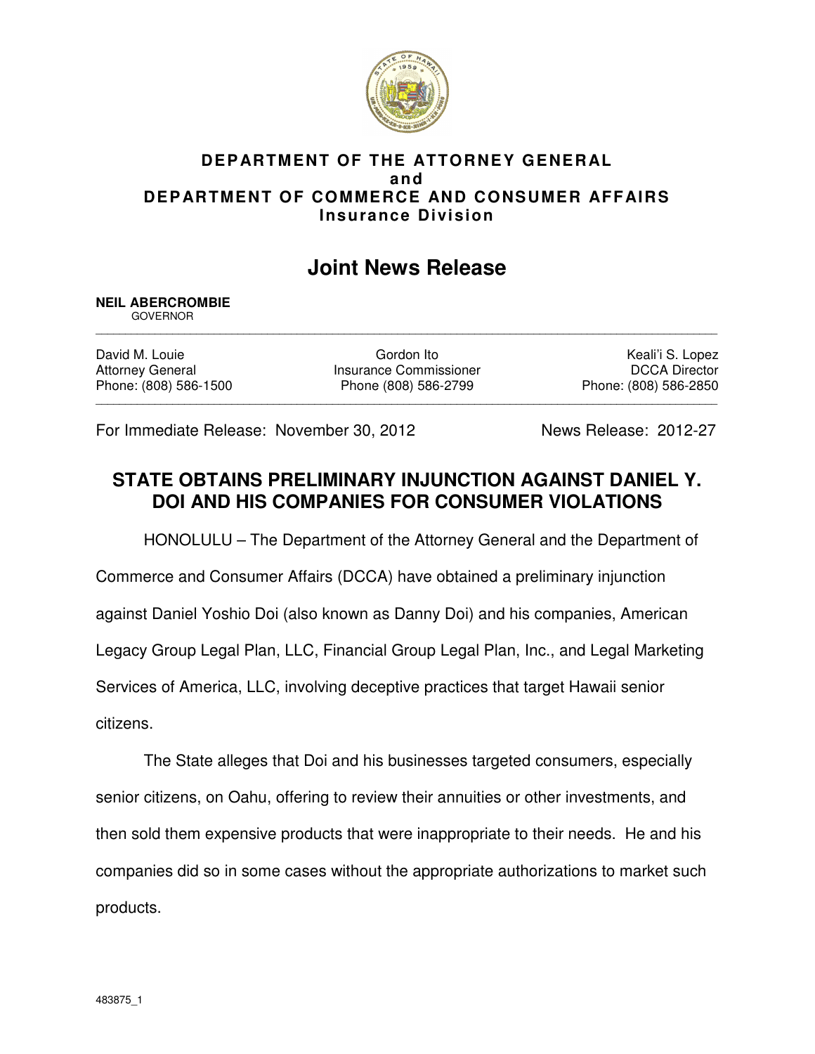**DEPARTMENT OF THE ATTORNEY GENERAL**
**and**
**DEPARTMENT OF COMMERCE AND CONSUMER AFFAIRS**
**Insurance Division**

# Joint News Release

**NEIL ABERCROMBIE**
GOVERNOR

| David M. Louie | Gordon Ito | Keali'i S. Lopez |
| --- | --- | --- |
| Attorney General | Insurance Commissioner | DCCA Director |
| Phone: (808) 586-1500 | Phone (808) 586-2799 | Phone: (808) 586-2850 |

For Immediate Release: November 30, 2012 News Release: 2012-27

## STATE OBTAINS PRELIMINARY INJUNCTION AGAINST DANIEL Y. DOI AND HIS COMPANIES FOR CONSUMER VIOLATIONS

HONOLULU – The Department of the Attorney General and the Department of Commerce and Consumer Affairs (DCCA) have obtained a preliminary injunction against Daniel Yoshio Doi (also known as Danny Doi) and his companies, American Legacy Group Legal Plan, LLC, Financial Group Legal Plan, Inc., and Legal Marketing Services of America, LLC, involving deceptive practices that target Hawaii senior citizens.

The State alleges that Doi and his businesses targeted consumers, especially senior citizens, on Oahu, offering to review their annuities or other investments, and then sold them expensive products that were inappropriate to their needs. He and his companies did so in some cases without the appropriate authorizations to market such products.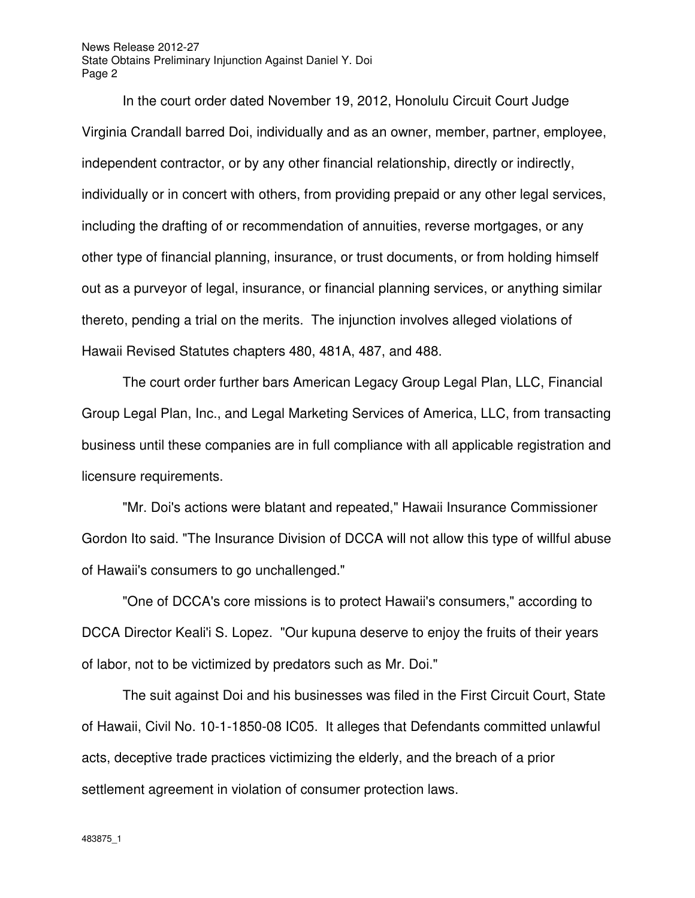In the court order dated November 19, 2012, Honolulu Circuit Court Judge Virginia Crandall barred Doi, individually and as an owner, member, partner, employee, independent contractor, or by any other financial relationship, directly or indirectly, individually or in concert with others, from providing prepaid or any other legal services, including the drafting of or recommendation of annuities, reverse mortgages, or any other type of financial planning, insurance, or trust documents, or from holding himself out as a purveyor of legal, insurance, or financial planning services, or anything similar thereto, pending a trial on the merits. The injunction involves alleged violations of Hawaii Revised Statutes chapters 480, 481A, 487, and 488.

The court order further bars American Legacy Group Legal Plan, LLC, Financial Group Legal Plan, Inc., and Legal Marketing Services of America, LLC, from transacting business until these companies are in full compliance with all applicable registration and licensure requirements.

"Mr. Doi's actions were blatant and repeated," Hawaii Insurance Commissioner Gordon Ito said. "The Insurance Division of DCCA will not allow this type of willful abuse of Hawaii's consumers to go unchallenged."

"One of DCCA's core missions is to protect Hawaii's consumers," according to DCCA Director Keali'i S. Lopez. "Our kupuna deserve to enjoy the fruits of their years of labor, not to be victimized by predators such as Mr. Doi."

The suit against Doi and his businesses was filed in the First Circuit Court, State of Hawaii, Civil No. 10-1-1850-08 IC05. It alleges that Defendants committed unlawful acts, deceptive trade practices victimizing the elderly, and the breach of a prior settlement agreement in violation of consumer protection laws.

483875_1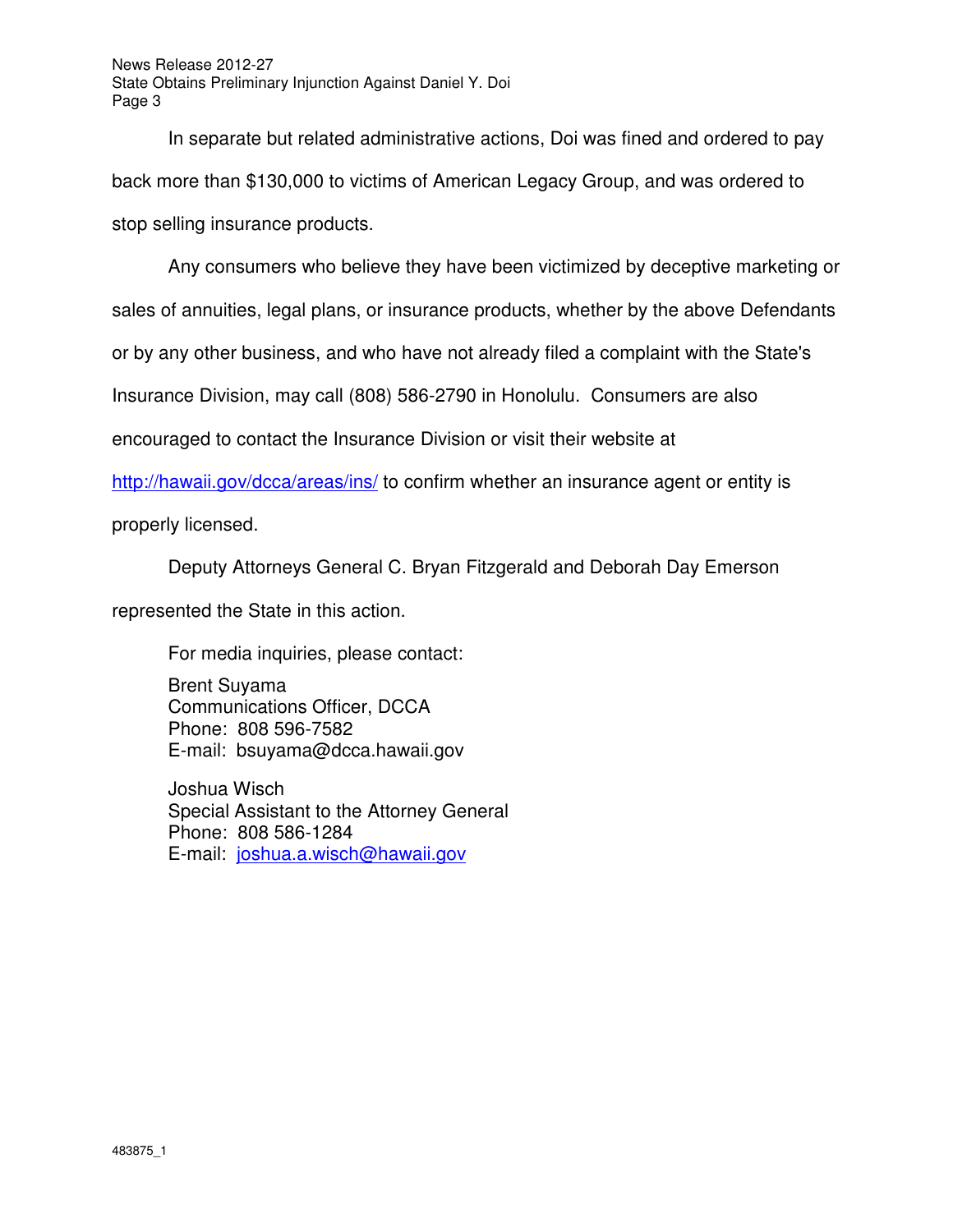In separate but related administrative actions, Doi was fined and ordered to pay back more than $130,000 to victims of American Legacy Group, and was ordered to stop selling insurance products.

Any consumers who believe they have been victimized by deceptive marketing or sales of annuities, legal plans, or insurance products, whether by the above Defendants or by any other business, and who have not already filed a complaint with the State's Insurance Division, may call (808) 586-2790 in Honolulu. Consumers are also encouraged to contact the Insurance Division or visit their website at http://hawaii.gov/dcca/areas/ins/ to confirm whether an insurance agent or entity is properly licensed.

Deputy Attorneys General C. Bryan Fitzgerald and Deborah Day Emerson represented the State in this action.

For media inquiries, please contact:

Brent Suyama
Communications Officer, DCCA
Phone: 808 596-7582
E-mail: bsuyama@dcca.hawaii.gov

Joshua Wisch
Special Assistant to the Attorney General
Phone: 808 586-1284
E-mail: joshua.a.wisch@hawaii.gov

483875_1